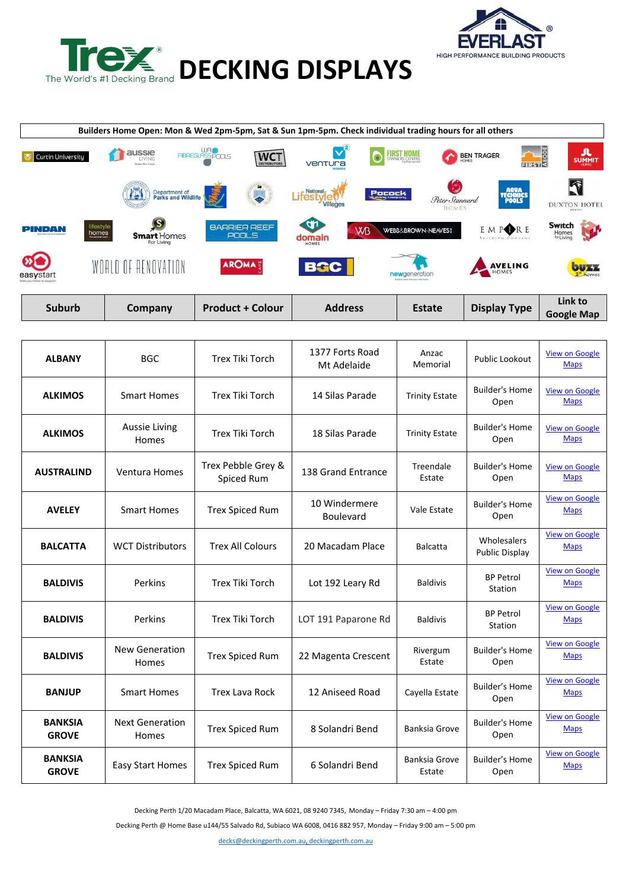# Trex® The World's #1 Decking Brand DECKING DISPLAYS

EVERLAST® HIGH PERFORMANCE BUILDING PRODUCTS

**Builders Home Open: Mon & Wed 2pm-5pm, Sat & Sun 1pm-5pm. Check individual trading hours for all others**

| Suburb | Company | Product + Colour | Address | Estate | Display Type | Link to Google Map |
|---|---|---|---|---|---|---|
| **ALBANY** | BGC | Trex Tiki Torch | 1377 Forts Road Mt Adelaide | Anzac Memorial | Public Lookout | View on Google Maps |
| **ALKIMOS** | Smart Homes | Trex Tiki Torch | 14 Silas Parade | Trinity Estate | Builder's Home Open | View on Google Maps |
| **ALKIMOS** | Aussie Living Homes | Trex Tiki Torch | 18 Silas Parade | Trinity Estate | Builder's Home Open | View on Google Maps |
| **AUSTRALIND** | Ventura Homes | Trex Pebble Grey & Spiced Rum | 138 Grand Entrance | Treendale Estate | Builder's Home Open | View on Google Maps |
| **AVELEY** | Smart Homes | Trex Spiced Rum | 10 Windermere Boulevard | Vale Estate | Builder's Home Open | View on Google Maps |
| **BALCATTA** | WCT Distributors | Trex All Colours | 20 Macadam Place | Balcatta | Wholesalers Public Display | View on Google Maps |
| **BALDIVIS** | Perkins | Trex Tiki Torch | Lot 192 Leary Rd | Baldivis | BP Petrol Station | View on Google Maps |
| **BALDIVIS** | Perkins | Trex Tiki Torch | LOT 191 Paparone Rd | Baldivis | BP Petrol Station | View on Google Maps |
| **BALDIVIS** | New Generation Homes | Trex Spiced Rum | 22 Magenta Crescent | Rivergum Estate | Builder's Home Open | View on Google Maps |
| **BANJUP** | Smart Homes | Trex Lava Rock | 12 Aniseed Road | Cayella Estate | Builder's Home Open | View on Google Maps |
| **BANKSIA GROVE** | Next Generation Homes | Trex Spiced Rum | 8 Solandri Bend | Banksia Grove | Builder's Home Open | View on Google Maps |
| **BANKSIA GROVE** | Easy Start Homes | Trex Spiced Rum | 6 Solandri Bend | Banksia Grove Estate | Builder's Home Open | View on Google Maps |

Decking Perth 1/20 Macadam Place, Balcatta, WA 6021, 08 9240 7345, Monday – Friday 7:30 am – 4:00 pm

Decking Perth @ Home Base u144/55 Salvado Rd, Subiaco WA 6008, 0416 882 957, Monday – Friday 9:00 am – 5:00 pm

decks@deckingperth.com.au, deckingperth.com.au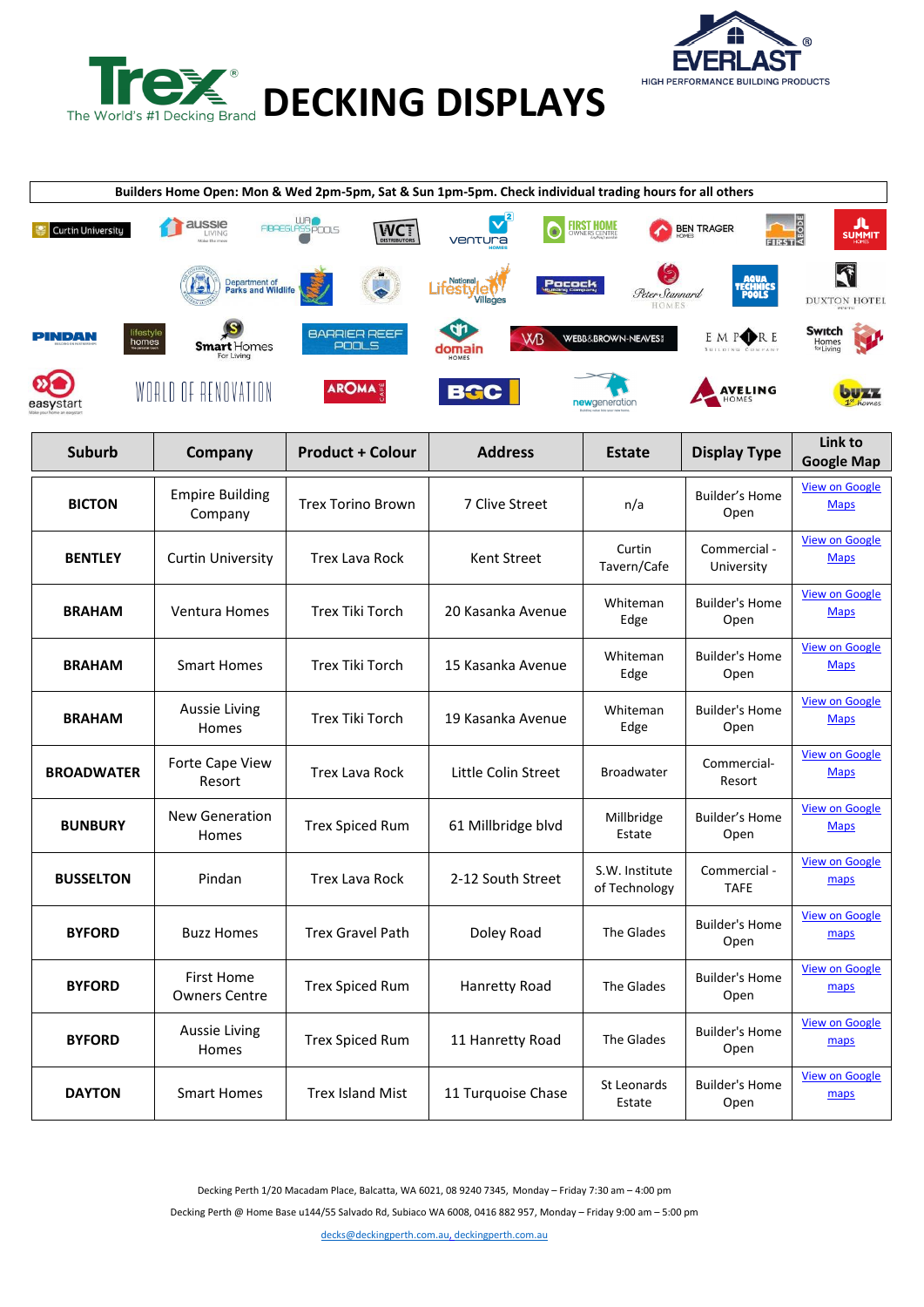# DECKING DISPLAYS

**Builders Home Open: Mon & Wed 2pm-5pm, Sat & Sun 1pm-5pm. Check individual trading hours for all others**

| Suburb | Company | Product + Colour | Address | Estate | Display Type | Link to Google Map |
|---|---|---|---|---|---|---|
| **BICTON** | Empire Building Company | Trex Torino Brown | 7 Clive Street | n/a | Builder's Home Open | View on Google Maps |
| **BENTLEY** | Curtin University | Trex Lava Rock | Kent Street | Curtin Tavern/Cafe | Commercial - University | View on Google Maps |
| **BRAHAM** | Ventura Homes | Trex Tiki Torch | 20 Kasanka Avenue | Whiteman Edge | Builder's Home Open | View on Google Maps |
| **BRAHAM** | Smart Homes | Trex Tiki Torch | 15 Kasanka Avenue | Whiteman Edge | Builder's Home Open | View on Google Maps |
| **BRAHAM** | Aussie Living Homes | Trex Tiki Torch | 19 Kasanka Avenue | Whiteman Edge | Builder's Home Open | View on Google Maps |
| **BROADWATER** | Forte Cape View Resort | Trex Lava Rock | Little Colin Street | Broadwater | Commercial- Resort | View on Google Maps |
| **BUNBURY** | New Generation Homes | Trex Spiced Rum | 61 Millbridge blvd | Millbridge Estate | Builder's Home Open | View on Google Maps |
| **BUSSELTON** | Pindan | Trex Lava Rock | 2-12 South Street | S.W. Institute of Technology | Commercial - TAFE | View on Google maps |
| **BYFORD** | Buzz Homes | Trex Gravel Path | Doley Road | The Glades | Builder's Home Open | View on Google maps |
| **BYFORD** | First Home Owners Centre | Trex Spiced Rum | Hanretty Road | The Glades | Builder's Home Open | View on Google maps |
| **BYFORD** | Aussie Living Homes | Trex Spiced Rum | 11 Hanretty Road | The Glades | Builder's Home Open | View on Google maps |
| **DAYTON** | Smart Homes | Trex Island Mist | 11 Turquoise Chase | St Leonards Estate | Builder's Home Open | View on Google maps |

Decking Perth 1/20 Macadam Place, Balcatta, WA 6021, 08 9240 7345, Monday – Friday 7:30 am – 4:00 pm

Decking Perth @ Home Base u144/55 Salvado Rd, Subiaco WA 6008, 0416 882 957, Monday – Friday 9:00 am – 5:00 pm

decks@deckingperth.com.au, deckingperth.com.au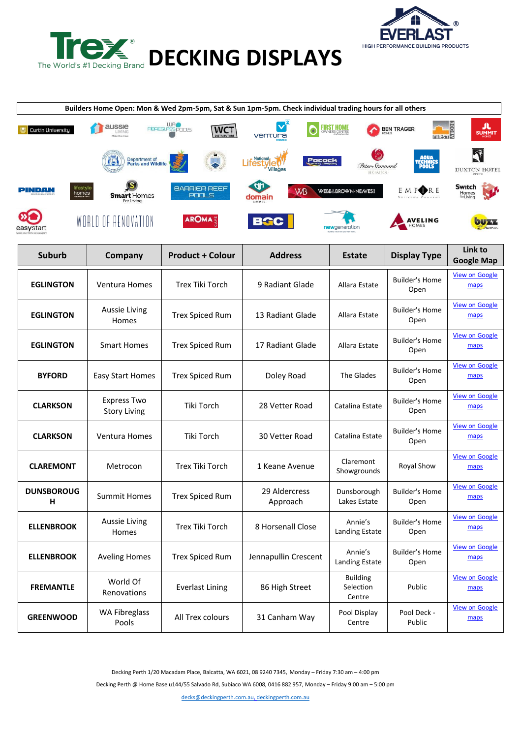# DECKING DISPLAYS

**Builders Home Open: Mon & Wed 2pm-5pm, Sat & Sun 1pm-5pm. Check individual trading hours for all others**

| Suburb | Company | Product + Colour | Address | Estate | Display Type | Link to Google Map |
|---|---|---|---|---|---|---|
| **EGLINGTON** | Ventura Homes | Trex Tiki Torch | 9 Radiant Glade | Allara Estate | Builder's Home Open | View on Google maps |
| **EGLINGTON** | Aussie Living Homes | Trex Spiced Rum | 13 Radiant Glade | Allara Estate | Builder's Home Open | View on Google maps |
| **EGLINGTON** | Smart Homes | Trex Spiced Rum | 17 Radiant Glade | Allara Estate | Builder's Home Open | View on Google maps |
| **BYFORD** | Easy Start Homes | Trex Spiced Rum | Doley Road | The Glades | Builder's Home Open | View on Google maps |
| **CLARKSON** | Express Two Story Living | Tiki Torch | 28 Vetter Road | Catalina Estate | Builder's Home Open | View on Google maps |
| **CLARKSON** | Ventura Homes | Tiki Torch | 30 Vetter Road | Catalina Estate | Builder's Home Open | View on Google maps |
| **CLAREMONT** | Metrocon | Trex Tiki Torch | 1 Keane Avenue | Claremont Showgrounds | Royal Show | View on Google maps |
| **DUNSBOROUGH** | Summit Homes | Trex Spiced Rum | 29 Aldercress Approach | Dunsborough Lakes Estate | Builder's Home Open | View on Google maps |
| **ELLENBROOK** | Aussie Living Homes | Trex Tiki Torch | 8 Horsenall Close | Annie's Landing Estate | Builder's Home Open | View on Google maps |
| **ELLENBROOK** | Aveling Homes | Trex Spiced Rum | Jennapullin Crescent | Annie's Landing Estate | Builder's Home Open | View on Google maps |
| **FREMANTLE** | World Of Renovations | Everlast Lining | 86 High Street | Building Selection Centre | Public | View on Google maps |
| **GREENWOOD** | WA Fibreglass Pools | All Trex colours | 31 Canham Way | Pool Display Centre | Pool Deck - Public | View on Google maps |

Decking Perth 1/20 Macadam Place, Balcatta, WA 6021, 08 9240 7345, Monday – Friday 7:30 am – 4:00 pm

Decking Perth @ Home Base u144/55 Salvado Rd, Subiaco WA 6008, 0416 882 957, Monday – Friday 9:00 am – 5:00 pm

decks@deckingperth.com.au, deckingperth.com.au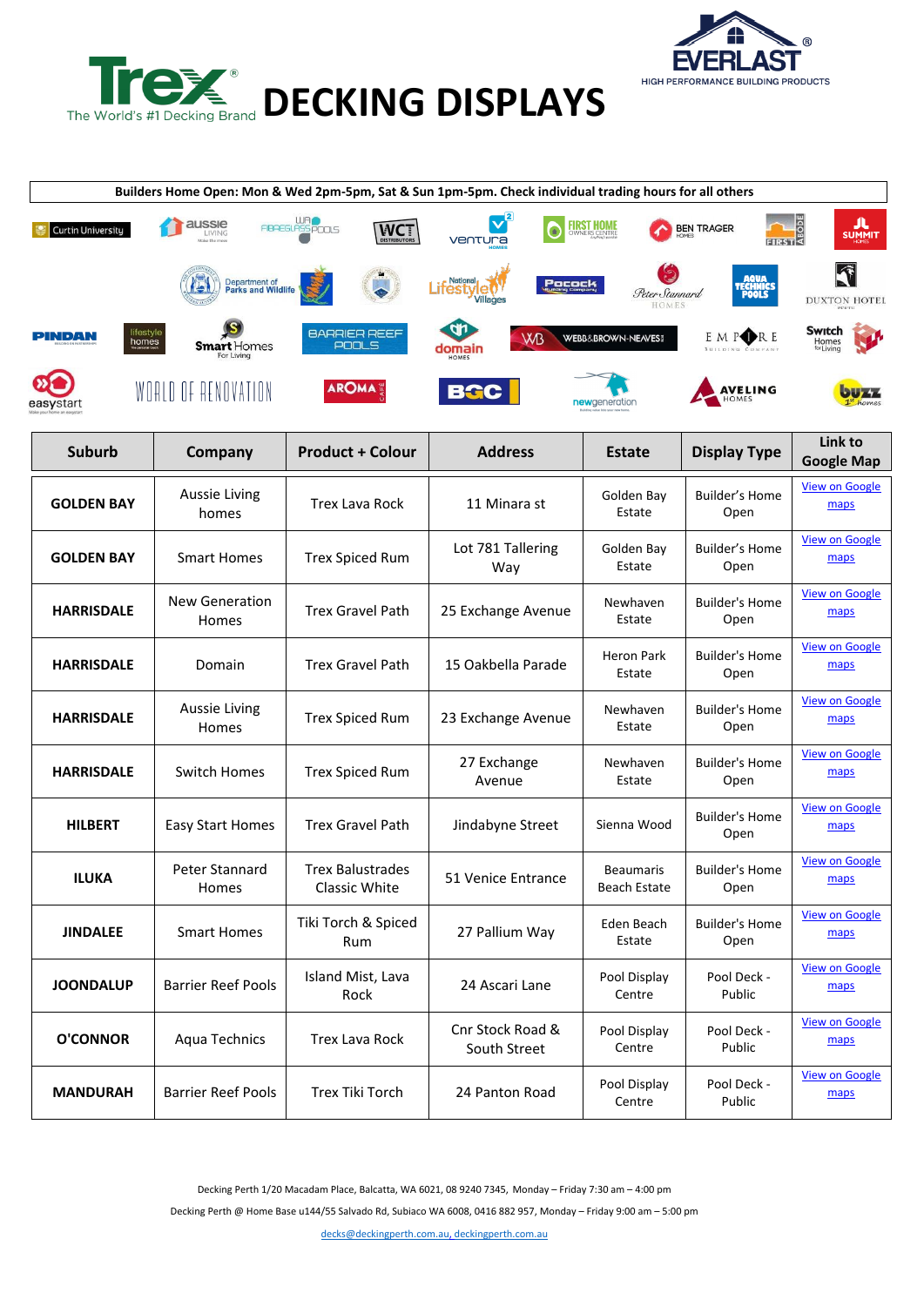# DECKING DISPLAYS

**Builders Home Open: Mon & Wed 2pm-5pm, Sat & Sun 1pm-5pm. Check individual trading hours for all others**

| Suburb | Company | Product + Colour | Address | Estate | Display Type | Link to Google Map |
|---|---|---|---|---|---|---|
| **GOLDEN BAY** | Aussie Living homes | Trex Lava Rock | 11 Minara st | Golden Bay Estate | Builder's Home Open | View on Google maps |
| **GOLDEN BAY** | Smart Homes | Trex Spiced Rum | Lot 781 Tallering Way | Golden Bay Estate | Builder's Home Open | View on Google maps |
| **HARRISDALE** | New Generation Homes | Trex Gravel Path | 25 Exchange Avenue | Newhaven Estate | Builder's Home Open | View on Google maps |
| **HARRISDALE** | Domain | Trex Gravel Path | 15 Oakbella Parade | Heron Park Estate | Builder's Home Open | View on Google maps |
| **HARRISDALE** | Aussie Living Homes | Trex Spiced Rum | 23 Exchange Avenue | Newhaven Estate | Builder's Home Open | View on Google maps |
| **HARRISDALE** | Switch Homes | Trex Spiced Rum | 27 Exchange Avenue | Newhaven Estate | Builder's Home Open | View on Google maps |
| **HILBERT** | Easy Start Homes | Trex Gravel Path | Jindabyne Street | Sienna Wood | Builder's Home Open | View on Google maps |
| **ILUKA** | Peter Stannard Homes | Trex Balustrades Classic White | 51 Venice Entrance | Beaumaris Beach Estate | Builder's Home Open | View on Google maps |
| **JINDALEE** | Smart Homes | Tiki Torch & Spiced Rum | 27 Pallium Way | Eden Beach Estate | Builder's Home Open | View on Google maps |
| **JOONDALUP** | Barrier Reef Pools | Island Mist, Lava Rock | 24 Ascari Lane | Pool Display Centre | Pool Deck - Public | View on Google maps |
| **O'CONNOR** | Aqua Technics | Trex Lava Rock | Cnr Stock Road & South Street | Pool Display Centre | Pool Deck - Public | View on Google maps |
| **MANDURAH** | Barrier Reef Pools | Trex Tiki Torch | 24 Panton Road | Pool Display Centre | Pool Deck - Public | View on Google maps |

Decking Perth 1/20 Macadam Place, Balcatta, WA 6021, 08 9240 7345, Monday – Friday 7:30 am – 4:00 pm

Decking Perth @ Home Base u144/55 Salvado Rd, Subiaco WA 6008, 0416 882 957, Monday – Friday 9:00 am – 5:00 pm

decks@deckingperth.com.au, deckingperth.com.au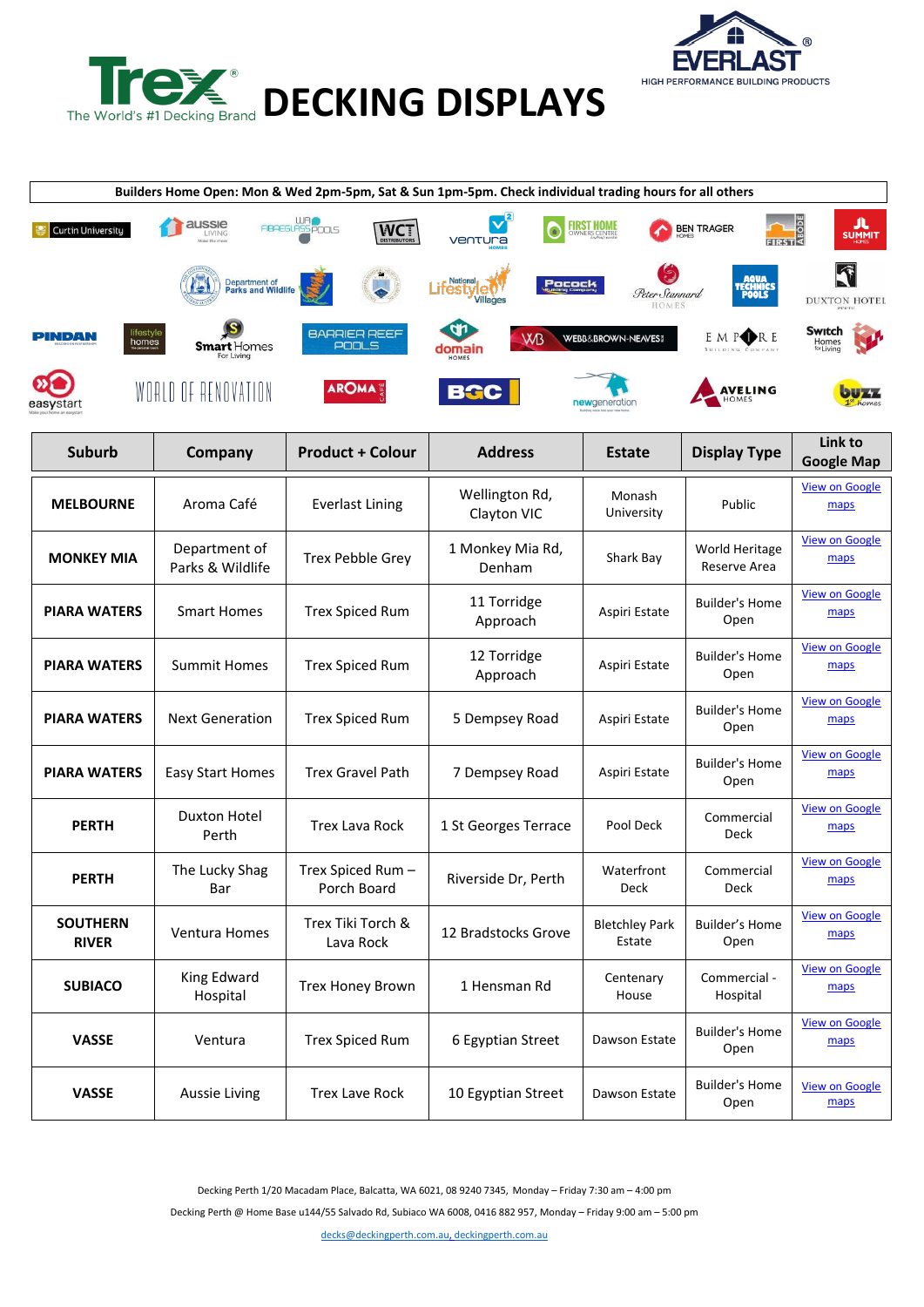# DECKING DISPLAYS

Trex® The World's #1 Decking Brand

EVERLAST® HIGH PERFORMANCE BUILDING PRODUCTS

**Builders Home Open: Mon & Wed 2pm-5pm, Sat & Sun 1pm-5pm. Check individual trading hours for all others**

| Suburb | Company | Product + Colour | Address | Estate | Display Type | Link to Google Map |
|---|---|---|---|---|---|---|
| **MELBOURNE** | Aroma Café | Everlast Lining | Wellington Rd, Clayton VIC | Monash University | Public | View on Google maps |
| **MONKEY MIA** | Department of Parks & Wildlife | Trex Pebble Grey | 1 Monkey Mia Rd, Denham | Shark Bay | World Heritage Reserve Area | View on Google maps |
| **PIARA WATERS** | Smart Homes | Trex Spiced Rum | 11 Torridge Approach | Aspiri Estate | Builder's Home Open | View on Google maps |
| **PIARA WATERS** | Summit Homes | Trex Spiced Rum | 12 Torridge Approach | Aspiri Estate | Builder's Home Open | View on Google maps |
| **PIARA WATERS** | Next Generation | Trex Spiced Rum | 5 Dempsey Road | Aspiri Estate | Builder's Home Open | View on Google maps |
| **PIARA WATERS** | Easy Start Homes | Trex Gravel Path | 7 Dempsey Road | Aspiri Estate | Builder's Home Open | View on Google maps |
| **PERTH** | Duxton Hotel Perth | Trex Lava Rock | 1 St Georges Terrace | Pool Deck | Commercial Deck | View on Google maps |
| **PERTH** | The Lucky Shag Bar | Trex Spiced Rum – Porch Board | Riverside Dr, Perth | Waterfront Deck | Commercial Deck | View on Google maps |
| **SOUTHERN RIVER** | Ventura Homes | Trex Tiki Torch & Lava Rock | 12 Bradstocks Grove | Bletchley Park Estate | Builder's Home Open | View on Google maps |
| **SUBIACO** | King Edward Hospital | Trex Honey Brown | 1 Hensman Rd | Centenary House | Commercial - Hospital | View on Google maps |
| **VASSE** | Ventura | Trex Spiced Rum | 6 Egyptian Street | Dawson Estate | Builder's Home Open | View on Google maps |
| **VASSE** | Aussie Living | Trex Lave Rock | 10 Egyptian Street | Dawson Estate | Builder's Home Open | View on Google maps |

Decking Perth 1/20 Macadam Place, Balcatta, WA 6021, 08 9240 7345, Monday – Friday 7:30 am – 4:00 pm

Decking Perth @ Home Base u144/55 Salvado Rd, Subiaco WA 6008, 0416 882 957, Monday – Friday 9:00 am – 5:00 pm

decks@deckingperth.com.au, deckingperth.com.au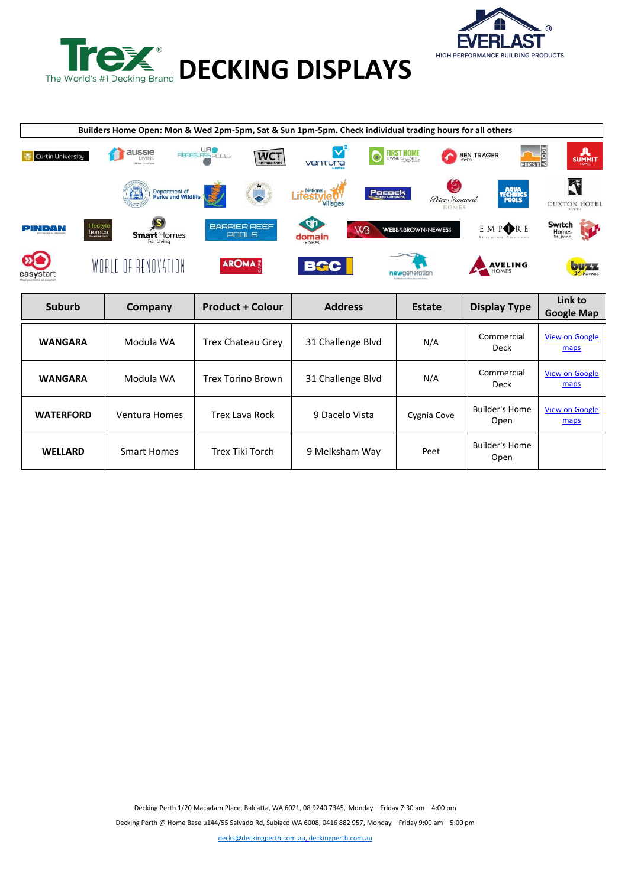# DECKING DISPLAYS

Builders Home Open: Mon & Wed 2pm-5pm, Sat & Sun 1pm-5pm. Check individual trading hours for all others

| Suburb | Company | Product + Colour | Address | Estate | Display Type | Link to Google Map |
|---|---|---|---|---|---|---|
| **WANGARA** | Modula WA | Trex Chateau Grey | 31 Challenge Blvd | N/A | Commercial Deck | View on Google maps |
| **WANGARA** | Modula WA | Trex Torino Brown | 31 Challenge Blvd | N/A | Commercial Deck | View on Google maps |
| **WATERFORD** | Ventura Homes | Trex Lava Rock | 9 Dacelo Vista | Cygnia Cove | Builder's Home Open | View on Google maps |
| **WELLARD** | Smart Homes | Trex Tiki Torch | 9 Melksham Way | Peet | Builder's Home Open | |

Decking Perth 1/20 Macadam Place, Balcatta, WA 6021, 08 9240 7345, Monday – Friday 7:30 am – 4:00 pm

Decking Perth @ Home Base u144/55 Salvado Rd, Subiaco WA 6008, 0416 882 957, Monday – Friday 9:00 am – 5:00 pm

decks@deckingperth.com.au, deckingperth.com.au